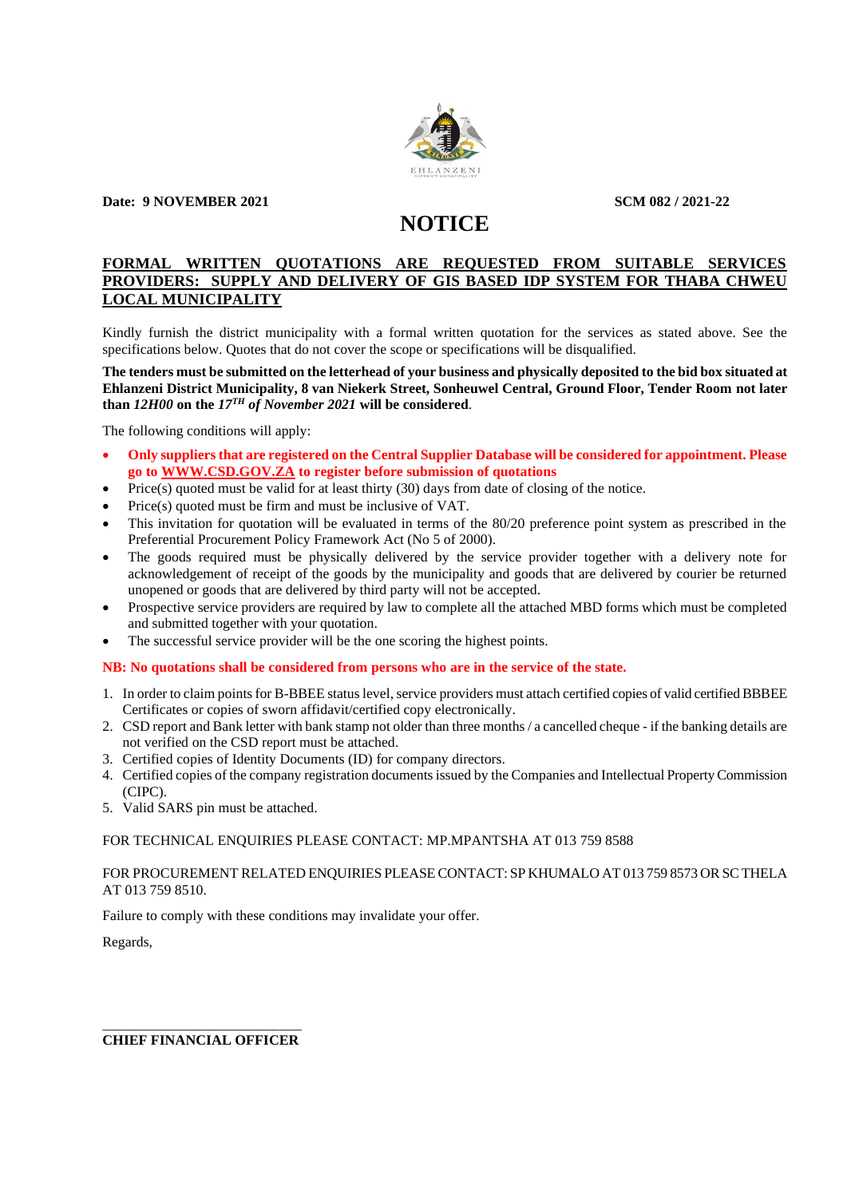EHLANZENI

**Date: 9 NOVEMBER 2021** **SCM 082 / 2021-22**

# NOTICE

**FORMAL WRITTEN QUOTATIONS ARE REQUESTED FROM SUITABLE SERVICES PROVIDERS: SUPPLY AND DELIVERY OF GIS BASED IDP SYSTEM FOR THABA CHWEU LOCAL MUNICIPALITY**

Kindly furnish the district municipality with a formal written quotation for the services as stated above. See the specifications below. Quotes that do not cover the scope or specifications will be disqualified.

**The tenders must be submitted on the letterhead of your business and physically deposited to the bid box situated at Ehlanzeni District Municipality, 8 van Niekerk Street, Sonheuwel Central, Ground Floor, Tender Room not later than *12H00* on the *17TH of November 2021* will be considered**.

The following conditions will apply:

- **Only suppliers that are registered on the Central Supplier Database will be considered for appointment. Please go to WWW.CSD.GOV.ZA to register before submission of quotations**
- Price(s) quoted must be valid for at least thirty (30) days from date of closing of the notice.
- Price(s) quoted must be firm and must be inclusive of VAT.
- This invitation for quotation will be evaluated in terms of the 80/20 preference point system as prescribed in the Preferential Procurement Policy Framework Act (No 5 of 2000).
- The goods required must be physically delivered by the service provider together with a delivery note for acknowledgement of receipt of the goods by the municipality and goods that are delivered by courier be returned unopened or goods that are delivered by third party will not be accepted.
- Prospective service providers are required by law to complete all the attached MBD forms which must be completed and submitted together with your quotation.
- The successful service provider will be the one scoring the highest points.

**NB: No quotations shall be considered from persons who are in the service of the state.**

1. In order to claim points for B-BBEE status level, service providers must attach certified copies of valid certified BBBEE Certificates or copies of sworn affidavit/certified copy electronically.
2. CSD report and Bank letter with bank stamp not older than three months / a cancelled cheque - if the banking details are not verified on the CSD report must be attached.
3. Certified copies of Identity Documents (ID) for company directors.
4. Certified copies of the company registration documents issued by the Companies and Intellectual Property Commission (CIPC).
5. Valid SARS pin must be attached.

FOR TECHNICAL ENQUIRIES PLEASE CONTACT: MP.MPANTSHA AT 013 759 8588

FOR PROCUREMENT RELATED ENQUIRIES PLEASE CONTACT: SP KHUMALO AT 013 759 8573 OR SC THELA AT 013 759 8510.

Failure to comply with these conditions may invalidate your offer.

Regards,

______________________________

**CHIEF FINANCIAL OFFICER**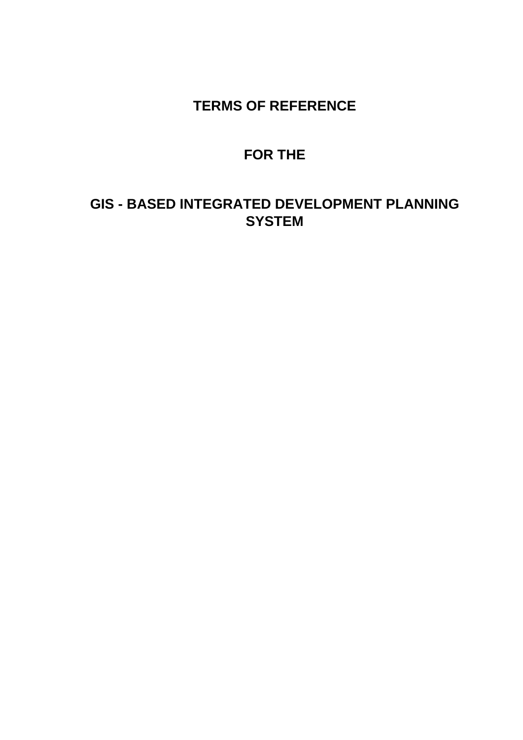# TERMS OF REFERENCE

# FOR THE

# GIS - BASED INTEGRATED DEVELOPMENT PLANNING SYSTEM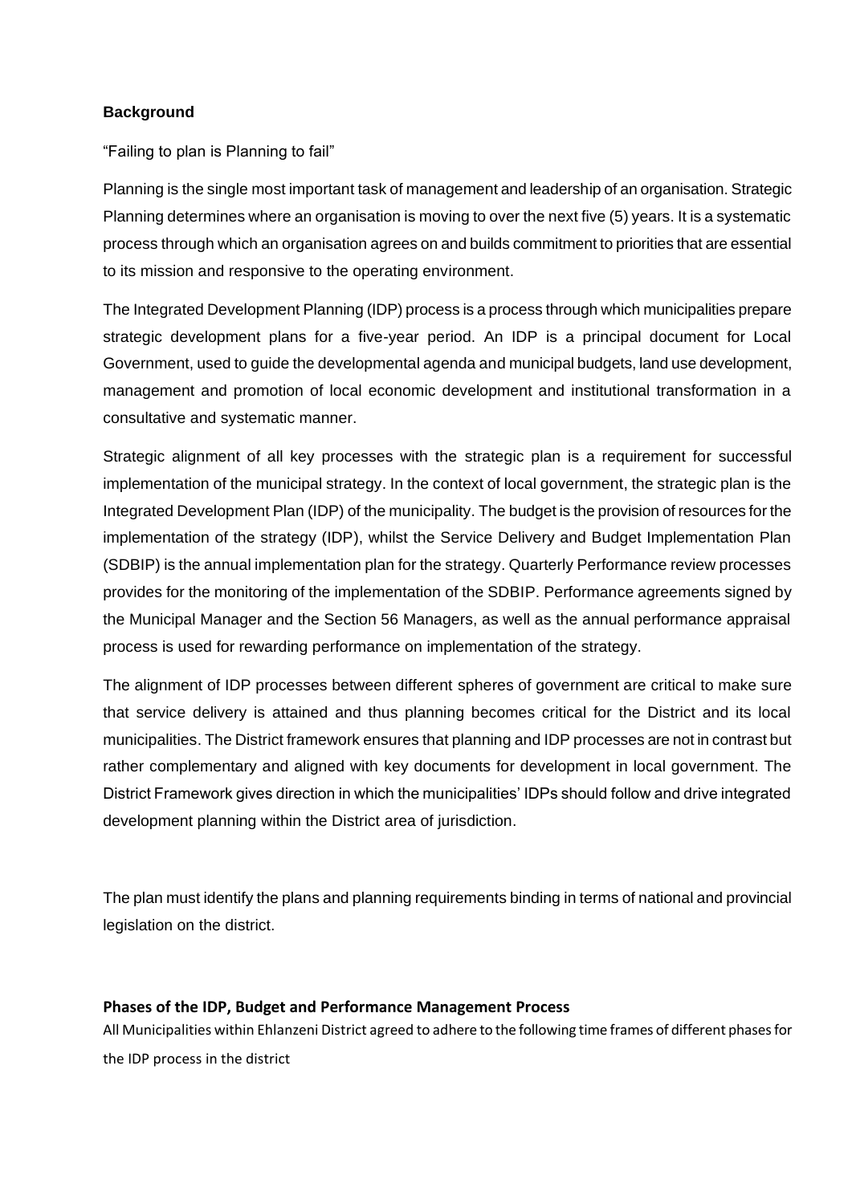**Background**

"Failing to plan is Planning to fail"

Planning is the single most important task of management and leadership of an organisation. Strategic Planning determines where an organisation is moving to over the next five (5) years. It is a systematic process through which an organisation agrees on and builds commitment to priorities that are essential to its mission and responsive to the operating environment.

The Integrated Development Planning (IDP) process is a process through which municipalities prepare strategic development plans for a five-year period. An IDP is a principal document for Local Government, used to guide the developmental agenda and municipal budgets, land use development, management and promotion of local economic development and institutional transformation in a consultative and systematic manner.

Strategic alignment of all key processes with the strategic plan is a requirement for successful implementation of the municipal strategy. In the context of local government, the strategic plan is the Integrated Development Plan (IDP) of the municipality. The budget is the provision of resources for the implementation of the strategy (IDP), whilst the Service Delivery and Budget Implementation Plan (SDBIP) is the annual implementation plan for the strategy. Quarterly Performance review processes provides for the monitoring of the implementation of the SDBIP. Performance agreements signed by the Municipal Manager and the Section 56 Managers, as well as the annual performance appraisal process is used for rewarding performance on implementation of the strategy.

The alignment of IDP processes between different spheres of government are critical to make sure that service delivery is attained and thus planning becomes critical for the District and its local municipalities. The District framework ensures that planning and IDP processes are not in contrast but rather complementary and aligned with key documents for development in local government. The District Framework gives direction in which the municipalities' IDPs should follow and drive integrated development planning within the District area of jurisdiction.

The plan must identify the plans and planning requirements binding in terms of national and provincial legislation on the district.

**Phases of the IDP, Budget and Performance Management Process**

All Municipalities within Ehlanzeni District agreed to adhere to the following time frames of different phases for the IDP process in the district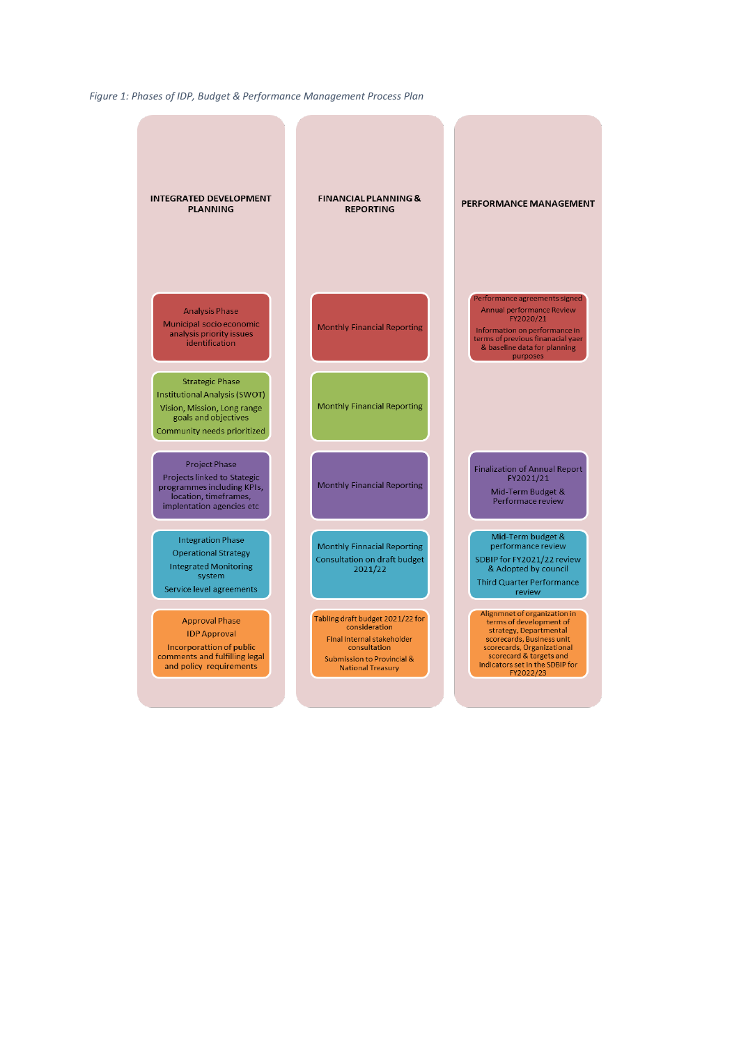*Figure 1: Phases of IDP, Budget & Performance Management Process Plan*

| INTEGRATED DEVELOPMENT PLANNING | FINANCIAL PLANNING & REPORTING | PERFORMANCE MANAGEMENT |
|---|---|---|
| Analysis Phase<br>Municipal socio economic analysis priority issues identification | Monthly Financial Reporting | Performance agreements signed<br>Annual performance Review FY2020/21<br>Information on performance in terms of previous finanacial yaer & baseline data for planning purposes |
| Strategic Phase<br>Institutional Analysis (SWOT)<br>Vision, Mission, Long range goals and objectives<br>Community needs prioritized | Monthly Financial Reporting | |
| Project Phase<br>Projects linked to Stategic programmes including KPIs, location, timeframes, implentation agencies etc | Monthly Financial Reporting | Finalization of Annual Report FY2021/21<br>Mid-Term Budget & Performace review |
| Integration Phase<br>Operational Strategy<br>Integrated Monitoring system<br>Service level agreements | Monthly Financial Reporting<br>Consultation on draft budget 2021/22 | Mid-Term budget & performance review<br>SDBIP for FY2021/22 review & Adopted by council<br>Third Quarter Performance review |
| Approval Phase<br>IDP Approval<br>Incorporattion of public comments and fulfilling legal and policy requirements | Tabling draft budget 2021/22 for consideration<br>Final internal stakeholder consultation<br>Submission to Provincial & National Treasury | Alignmnet of organization in terms of development of strategy, Departmental scorecards, Business unit scorecards, Organizational scorecard & targets and indicators set in the SDBIP for FY2022/23 |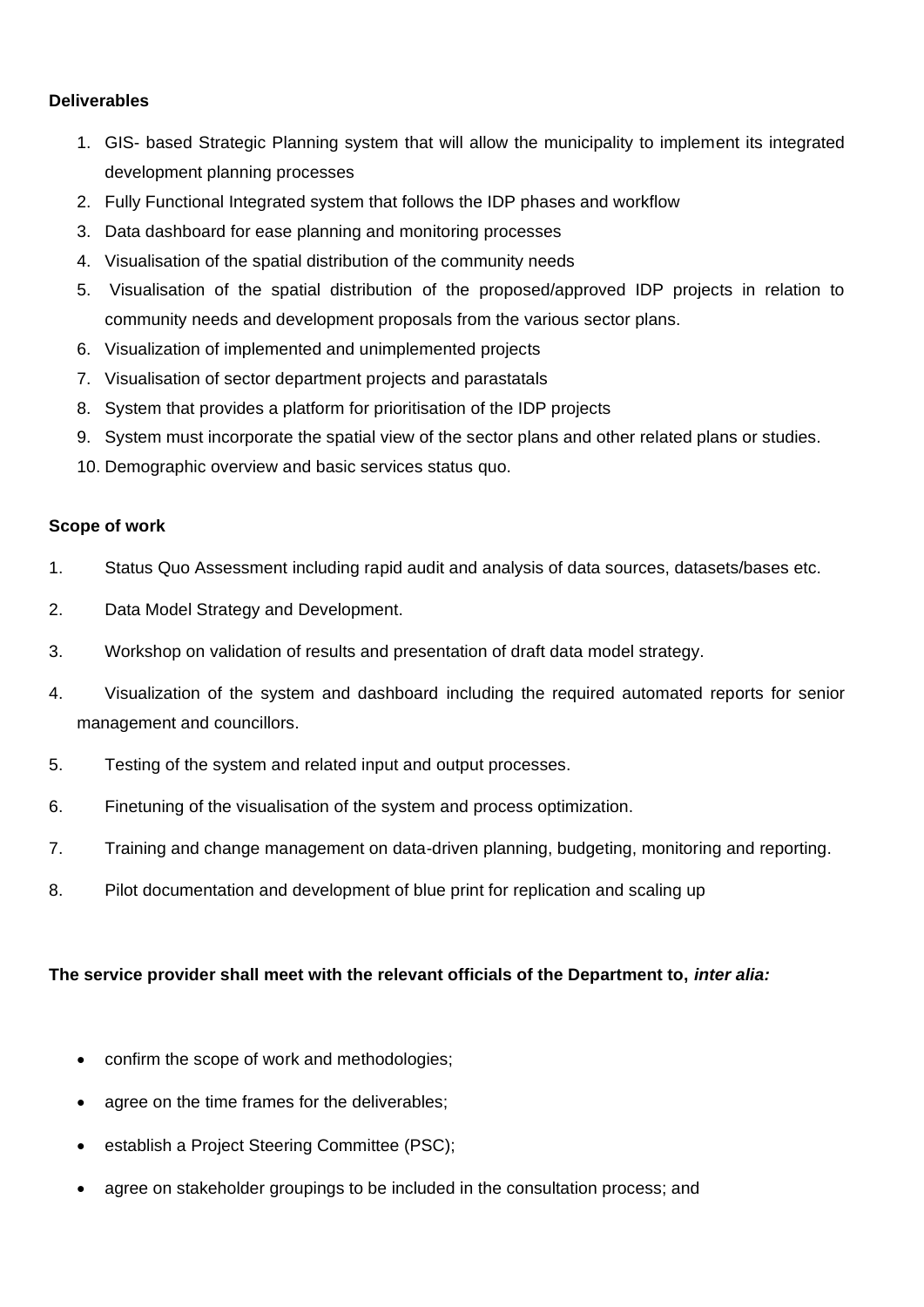**Deliverables**

1. GIS- based Strategic Planning system that will allow the municipality to implement its integrated development planning processes
2. Fully Functional Integrated system that follows the IDP phases and workflow
3. Data dashboard for ease planning and monitoring processes
4. Visualisation of the spatial distribution of the community needs
5. Visualisation of the spatial distribution of the proposed/approved IDP projects in relation to community needs and development proposals from the various sector plans.
6. Visualization of implemented and unimplemented projects
7. Visualisation of sector department projects and parastatals
8. System that provides a platform for prioritisation of the IDP projects
9. System must incorporate the spatial view of the sector plans and other related plans or studies.
10. Demographic overview and basic services status quo.

**Scope of work**

1. Status Quo Assessment including rapid audit and analysis of data sources, datasets/bases etc.
2. Data Model Strategy and Development.
3. Workshop on validation of results and presentation of draft data model strategy.
4. Visualization of the system and dashboard including the required automated reports for senior management and councillors.
5. Testing of the system and related input and output processes.
6. Finetuning of the visualisation of the system and process optimization.
7. Training and change management on data-driven planning, budgeting, monitoring and reporting.
8. Pilot documentation and development of blue print for replication and scaling up

**The service provider shall meet with the relevant officials of the Department to, *inter alia:***

- confirm the scope of work and methodologies;
- agree on the time frames for the deliverables;
- establish a Project Steering Committee (PSC);
- agree on stakeholder groupings to be included in the consultation process; and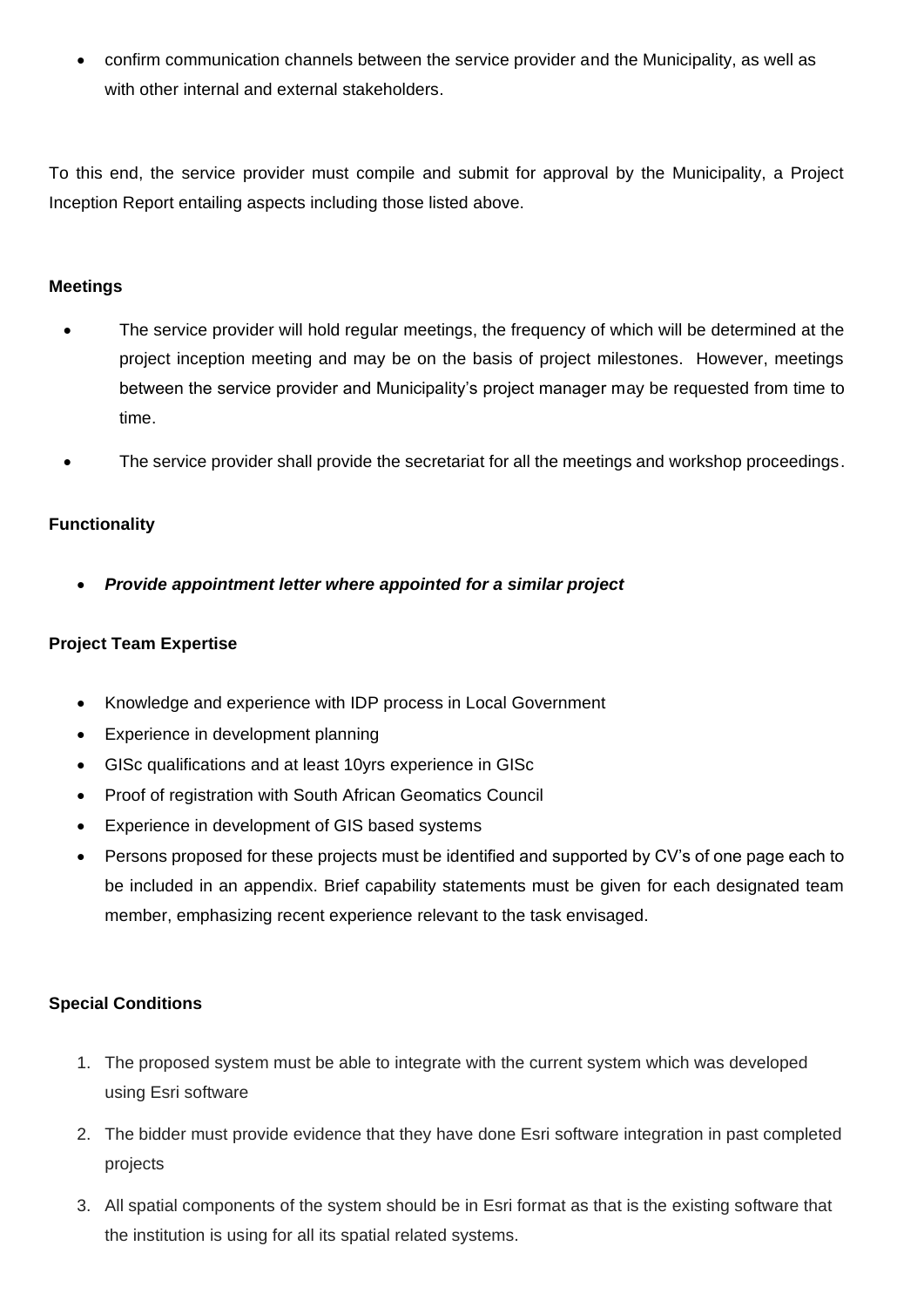- confirm communication channels between the service provider and the Municipality, as well as with other internal and external stakeholders.

To this end, the service provider must compile and submit for approval by the Municipality, a Project Inception Report entailing aspects including those listed above.

**Meetings**

- The service provider will hold regular meetings, the frequency of which will be determined at the project inception meeting and may be on the basis of project milestones. However, meetings between the service provider and Municipality's project manager may be requested from time to time.
- The service provider shall provide the secretariat for all the meetings and workshop proceedings.

**Functionality**

- ***Provide appointment letter where appointed for a similar project***

**Project Team Expertise**

- Knowledge and experience with IDP process in Local Government
- Experience in development planning
- GISc qualifications and at least 10yrs experience in GISc
- Proof of registration with South African Geomatics Council
- Experience in development of GIS based systems
- Persons proposed for these projects must be identified and supported by CV's of one page each to be included in an appendix. Brief capability statements must be given for each designated team member, emphasizing recent experience relevant to the task envisaged.

**Special Conditions**

1. The proposed system must be able to integrate with the current system which was developed using Esri software
2. The bidder must provide evidence that they have done Esri software integration in past completed projects
3. All spatial components of the system should be in Esri format as that is the existing software that the institution is using for all its spatial related systems.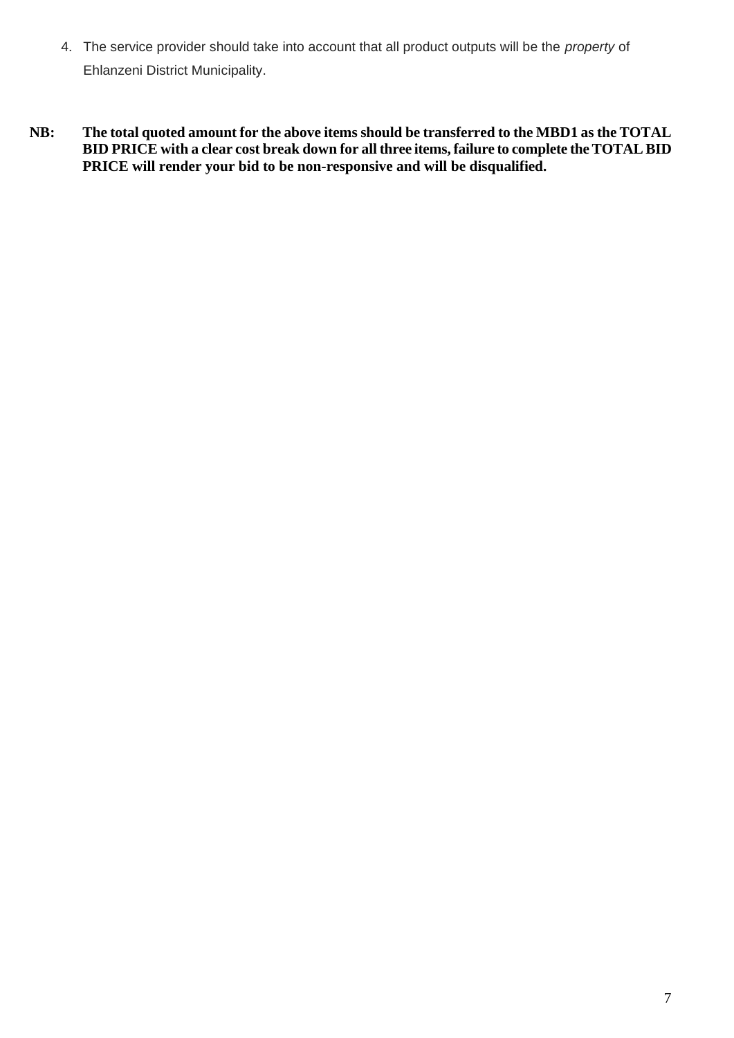4. The service provider should take into account that all product outputs will be the *property* of Ehlanzeni District Municipality.

**NB: The total quoted amount for the above items should be transferred to the MBD1 as the TOTAL BID PRICE with a clear cost break down for all three items, failure to complete the TOTAL BID PRICE will render your bid to be non-responsive and will be disqualified.**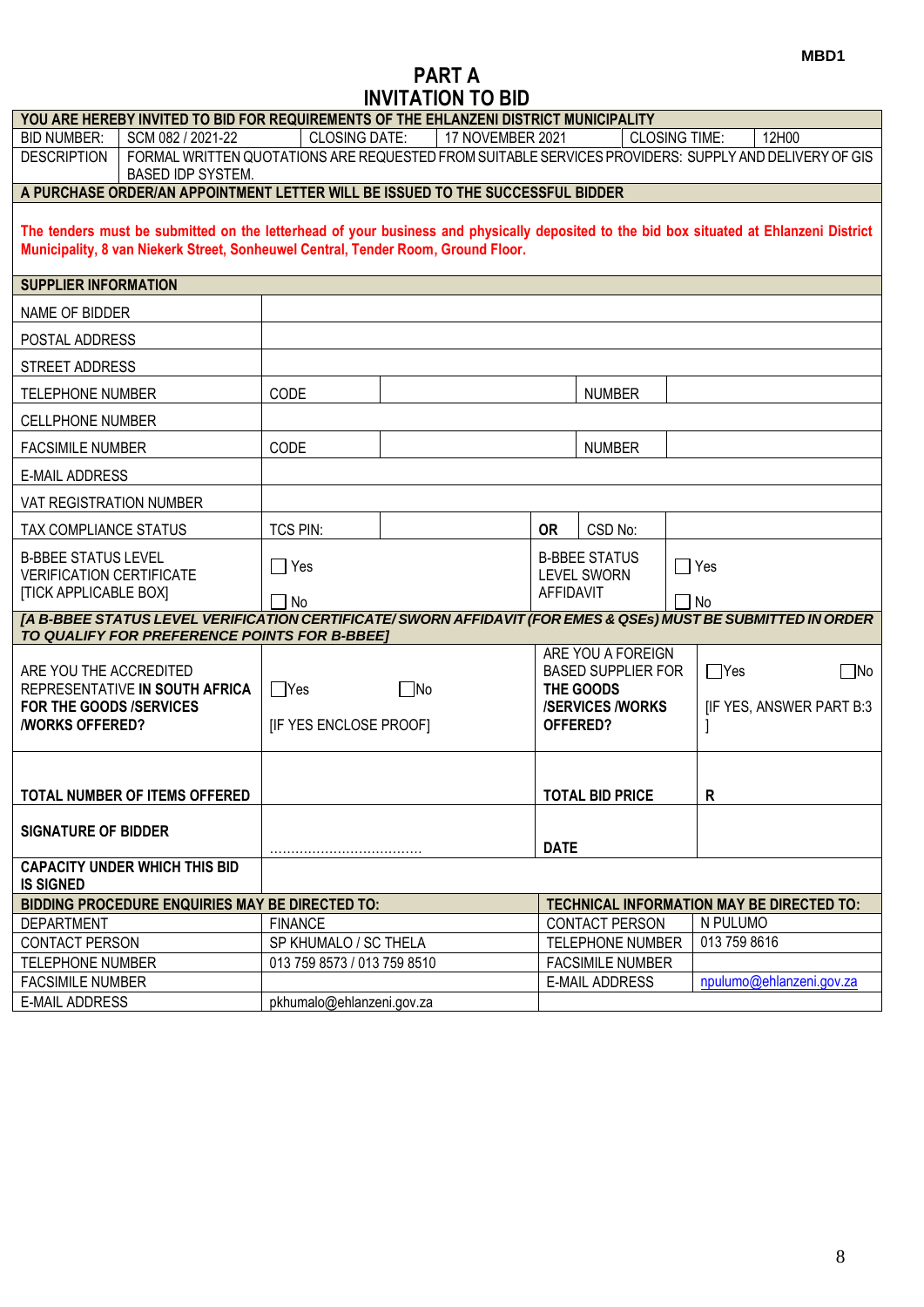MBD1

# PART A
# INVITATION TO BID

| **YOU ARE HEREBY INVITED TO BID FOR REQUIREMENTS OF THE EHLANZENI DISTRICT MUNICIPALITY** | | | | | |
|---|---|---|---|---|---|
| BID NUMBER: | SCM 082 / 2021-22 | CLOSING DATE: | 17 NOVEMBER 2021 | CLOSING TIME: | 12H00 |
| DESCRIPTION | FORMAL WRITTEN QUOTATIONS ARE REQUESTED FROM SUITABLE SERVICES PROVIDERS: SUPPLY AND DELIVERY OF GIS BASED IDP SYSTEM. | | | | |
| **A PURCHASE ORDER/AN APPOINTMENT LETTER WILL BE ISSUED TO THE SUCCESSFUL BIDDER** | | | | | |

**The tenders must be submitted on the letterhead of your business and physically deposited to the bid box situated at Ehlanzeni District Municipality, 8 van Niekerk Street, Sonheuwel Central, Tender Room, Ground Floor.**

| **SUPPLIER INFORMATION** | | | | |
|---|---|---|---|---|
| NAME OF BIDDER | | | | |
| POSTAL ADDRESS | | | | |
| STREET ADDRESS | | | | |
| TELEPHONE NUMBER | CODE | | NUMBER | |
| CELLPHONE NUMBER | | | | |
| FACSIMILE NUMBER | CODE | | NUMBER | |
| E-MAIL ADDRESS | | | | |
| VAT REGISTRATION NUMBER | | | | |
| TAX COMPLIANCE STATUS | TCS PIN: | | **OR** CSD No: | |
| B-BBEE STATUS LEVEL VERIFICATION CERTIFICATE [TICK APPLICABLE BOX] | ☐ Yes ☐ No | | B-BBEE STATUS LEVEL SWORN AFFIDAVIT | ☐ Yes ☐ No |
| ***[A B-BBEE STATUS LEVEL VERIFICATION CERTIFICATE/ SWORN AFFIDAVIT (FOR EMES & QSEs) MUST BE SUBMITTED IN ORDER TO QUALIFY FOR PREFERENCE POINTS FOR B-BBEE]*** | | | | |
| ARE YOU THE ACCREDITED REPRESENTATIVE **IN SOUTH AFRICA FOR THE GOODS /SERVICES /WORKS OFFERED?** | ☐Yes ☐No [IF YES ENCLOSE PROOF] | | ARE YOU A FOREIGN BASED SUPPLIER FOR **THE GOODS /SERVICES /WORKS OFFERED?** | ☐Yes ☐No [IF YES, ANSWER PART B:3 ] |
| **TOTAL NUMBER OF ITEMS OFFERED** | | | **TOTAL BID PRICE** | **R** |
| **SIGNATURE OF BIDDER** | ……………………………… | | **DATE** | |
| **CAPACITY UNDER WHICH THIS BID IS SIGNED** | | | | |

| **BIDDING PROCEDURE ENQUIRIES MAY BE DIRECTED TO:** | | **TECHNICAL INFORMATION MAY BE DIRECTED TO:** | |
|---|---|---|---|
| DEPARTMENT | FINANCE | CONTACT PERSON | N PULUMO |
| CONTACT PERSON | SP KHUMALO / SC THELA | TELEPHONE NUMBER | 013 759 8616 |
| TELEPHONE NUMBER | 013 759 8573 / 013 759 8510 | FACSIMILE NUMBER | |
| FACSIMILE NUMBER | | E-MAIL ADDRESS | npulumo@ehlanzeni.gov.za |
| E-MAIL ADDRESS | pkhumalo@ehlanzeni.gov.za | | |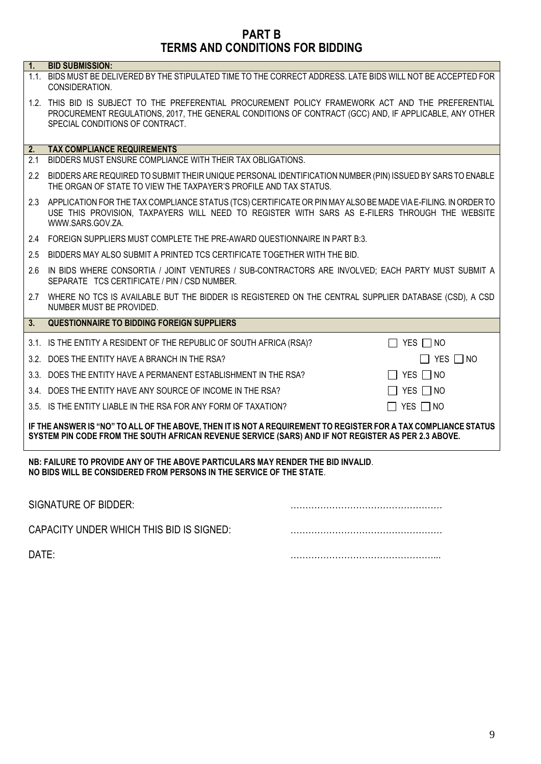# PART B
# TERMS AND CONDITIONS FOR BIDDING

**1. BID SUBMISSION:**

1.1. BIDS MUST BE DELIVERED BY THE STIPULATED TIME TO THE CORRECT ADDRESS. LATE BIDS WILL NOT BE ACCEPTED FOR CONSIDERATION.

1.2. THIS BID IS SUBJECT TO THE PREFERENTIAL PROCUREMENT POLICY FRAMEWORK ACT AND THE PREFERENTIAL PROCUREMENT REGULATIONS, 2017, THE GENERAL CONDITIONS OF CONTRACT (GCC) AND, IF APPLICABLE, ANY OTHER SPECIAL CONDITIONS OF CONTRACT.

**2. TAX COMPLIANCE REQUIREMENTS**

2.1 BIDDERS MUST ENSURE COMPLIANCE WITH THEIR TAX OBLIGATIONS.

2.2 BIDDERS ARE REQUIRED TO SUBMIT THEIR UNIQUE PERSONAL IDENTIFICATION NUMBER (PIN) ISSUED BY SARS TO ENABLE THE ORGAN OF STATE TO VIEW THE TAXPAYER'S PROFILE AND TAX STATUS.

2.3 APPLICATION FOR THE TAX COMPLIANCE STATUS (TCS) CERTIFICATE OR PIN MAY ALSO BE MADE VIA E-FILING. IN ORDER TO USE THIS PROVISION, TAXPAYERS WILL NEED TO REGISTER WITH SARS AS E-FILERS THROUGH THE WEBSITE WWW.SARS.GOV.ZA.

2.4 FOREIGN SUPPLIERS MUST COMPLETE THE PRE-AWARD QUESTIONNAIRE IN PART B:3.

2.5 BIDDERS MAY ALSO SUBMIT A PRINTED TCS CERTIFICATE TOGETHER WITH THE BID.

2.6 IN BIDS WHERE CONSORTIA / JOINT VENTURES / SUB-CONTRACTORS ARE INVOLVED; EACH PARTY MUST SUBMIT A SEPARATE TCS CERTIFICATE / PIN / CSD NUMBER.

2.7 WHERE NO TCS IS AVAILABLE BUT THE BIDDER IS REGISTERED ON THE CENTRAL SUPPLIER DATABASE (CSD), A CSD NUMBER MUST BE PROVIDED.

**3. QUESTIONNAIRE TO BIDDING FOREIGN SUPPLIERS**

| | | |
|---|---|---|
| 3.1. | IS THE ENTITY A RESIDENT OF THE REPUBLIC OF SOUTH AFRICA (RSA)? | ☐ YES ☐ NO |
| 3.2. | DOES THE ENTITY HAVE A BRANCH IN THE RSA? | ☐ YES ☐ NO |
| 3.3. | DOES THE ENTITY HAVE A PERMANENT ESTABLISHMENT IN THE RSA? | ☐ YES ☐ NO |
| 3.4. | DOES THE ENTITY HAVE ANY SOURCE OF INCOME IN THE RSA? | ☐ YES ☐ NO |
| 3.5. | IS THE ENTITY LIABLE IN THE RSA FOR ANY FORM OF TAXATION? | ☐ YES ☐ NO |

**IF THE ANSWER IS "NO" TO ALL OF THE ABOVE, THEN IT IS NOT A REQUIREMENT TO REGISTER FOR A TAX COMPLIANCE STATUS SYSTEM PIN CODE FROM THE SOUTH AFRICAN REVENUE SERVICE (SARS) AND IF NOT REGISTER AS PER 2.3 ABOVE.**

**NB: FAILURE TO PROVIDE ANY OF THE ABOVE PARTICULARS MAY RENDER THE BID INVALID**.
**NO BIDS WILL BE CONSIDERED FROM PERSONS IN THE SERVICE OF THE STATE**.

SIGNATURE OF BIDDER: ……………………………………………

CAPACITY UNDER WHICH THIS BID IS SIGNED: ……………………………………………

DATE: …………………………………………...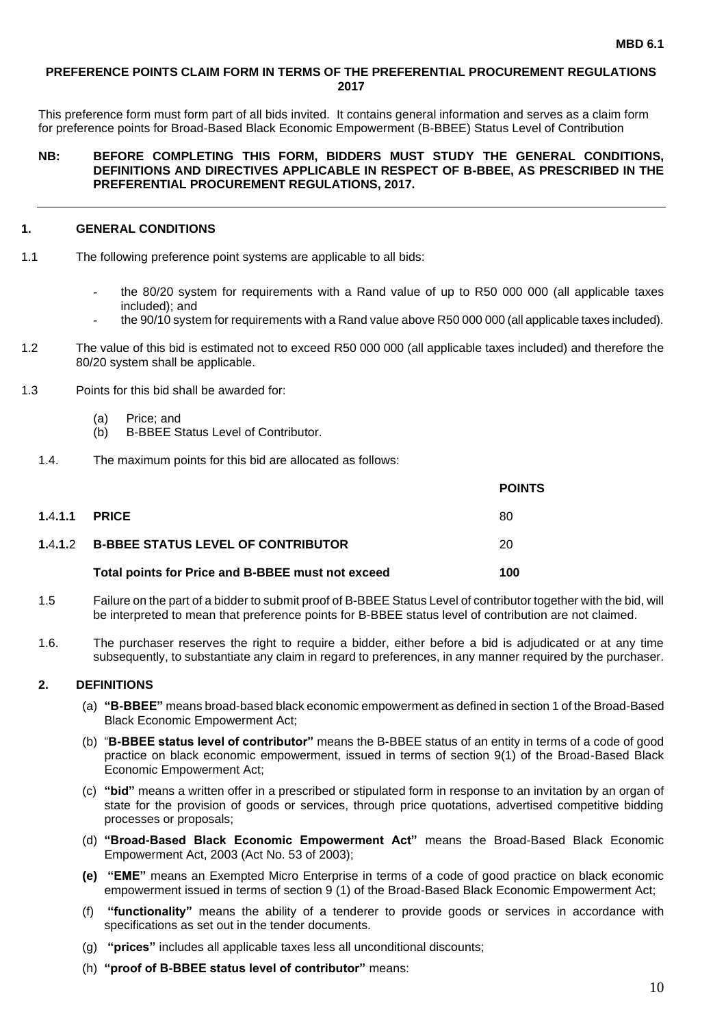**MBD 6.1**

**PREFERENCE POINTS CLAIM FORM IN TERMS OF THE PREFERENTIAL PROCUREMENT REGULATIONS 2017**

This preference form must form part of all bids invited. It contains general information and serves as a claim form for preference points for Broad-Based Black Economic Empowerment (B-BBEE) Status Level of Contribution

**NB: BEFORE COMPLETING THIS FORM, BIDDERS MUST STUDY THE GENERAL CONDITIONS, DEFINITIONS AND DIRECTIVES APPLICABLE IN RESPECT OF B-BBEE, AS PRESCRIBED IN THE PREFERENTIAL PROCUREMENT REGULATIONS, 2017.**

---

## 1. GENERAL CONDITIONS

1.1 The following preference point systems are applicable to all bids:

- the 80/20 system for requirements with a Rand value of up to R50 000 000 (all applicable taxes included); and
- the 90/10 system for requirements with a Rand value above R50 000 000 (all applicable taxes included).

1.2 The value of this bid is estimated not to exceed R50 000 000 (all applicable taxes included) and therefore the 80/20 system shall be applicable.

1.3 Points for this bid shall be awarded for:

(a) Price; and
(b) B-BBEE Status Level of Contributor.

1.4. The maximum points for this bid are allocated as follows:

| | | **POINTS** |
|---|---|---|
| **1.4.1.1** | **PRICE** | 80 |
| **1.4.1.2** | **B-BBEE STATUS LEVEL OF CONTRIBUTOR** | 20 |
| | **Total points for Price and B-BBEE must not exceed** | **100** |

1.5 Failure on the part of a bidder to submit proof of B-BBEE Status Level of contributor together with the bid, will be interpreted to mean that preference points for B-BBEE status level of contribution are not claimed.

1.6. The purchaser reserves the right to require a bidder, either before a bid is adjudicated or at any time subsequently, to substantiate any claim in regard to preferences, in any manner required by the purchaser.

## 2. DEFINITIONS

(a) **"B-BBEE"** means broad-based black economic empowerment as defined in section 1 of the Broad-Based Black Economic Empowerment Act;

(b) "**B-BBEE status level of contributor"** means the B-BBEE status of an entity in terms of a code of good practice on black economic empowerment, issued in terms of section 9(1) of the Broad-Based Black Economic Empowerment Act;

(c) **"bid"** means a written offer in a prescribed or stipulated form in response to an invitation by an organ of state for the provision of goods or services, through price quotations, advertised competitive bidding processes or proposals;

(d) **"Broad-Based Black Economic Empowerment Act"** means the Broad-Based Black Economic Empowerment Act, 2003 (Act No. 53 of 2003);

**(e)** **"EME"** means an Exempted Micro Enterprise in terms of a code of good practice on black economic empowerment issued in terms of section 9 (1) of the Broad-Based Black Economic Empowerment Act;

(f) **"functionality"** means the ability of a tenderer to provide goods or services in accordance with specifications as set out in the tender documents.

(g) **"prices"** includes all applicable taxes less all unconditional discounts;

(h) **"proof of B-BBEE status level of contributor"** means: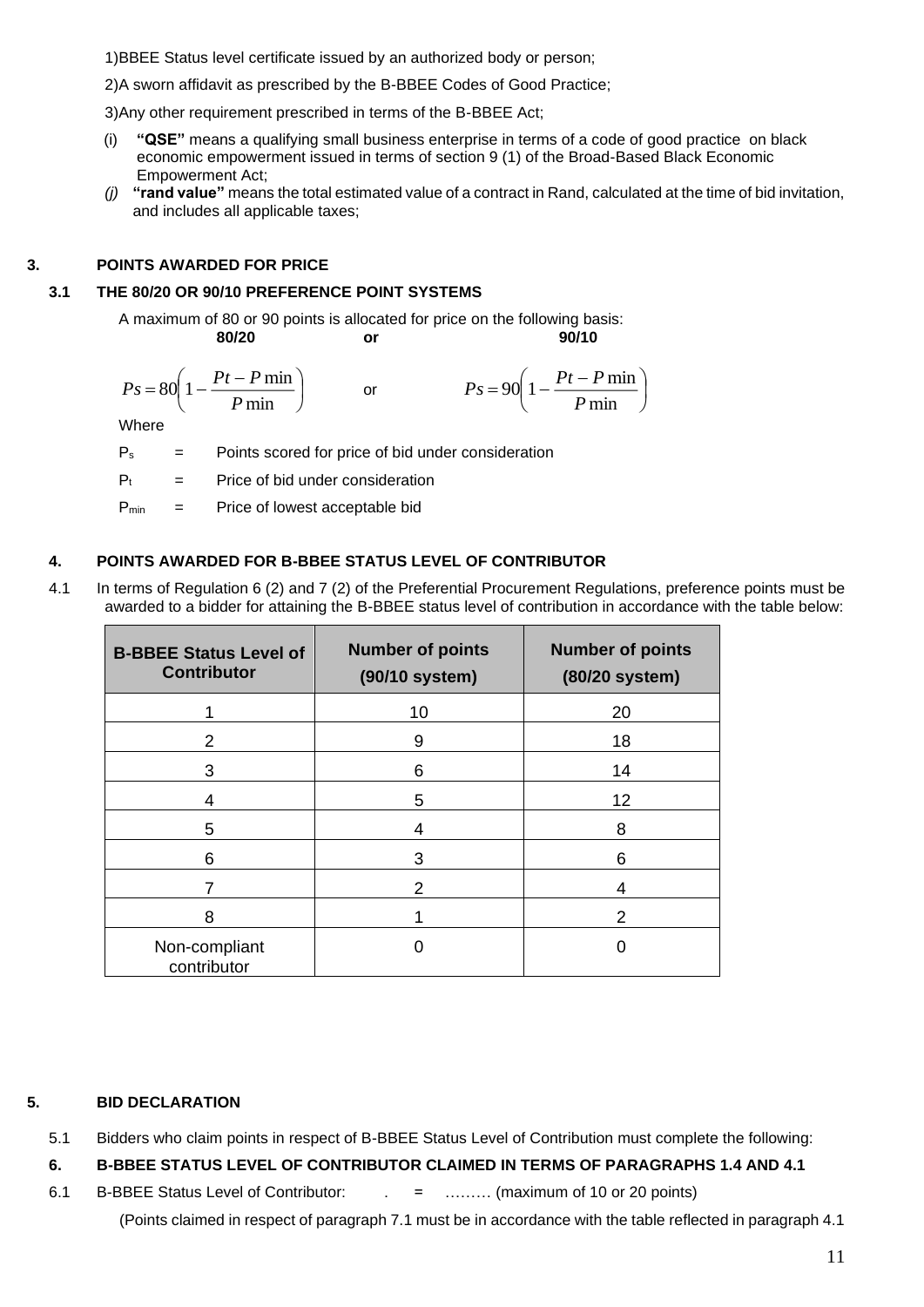1)BBEE Status level certificate issued by an authorized body or person;

2)A sworn affidavit as prescribed by the B-BBEE Codes of Good Practice;

3)Any other requirement prescribed in terms of the B-BBEE Act;

(i) **"QSE"** means a qualifying small business enterprise in terms of a code of good practice on black economic empowerment issued in terms of section 9 (1) of the Broad-Based Black Economic Empowerment Act;

*(j)* **"rand value"** means the total estimated value of a contract in Rand, calculated at the time of bid invitation, and includes all applicable taxes;

## 3. POINTS AWARDED FOR PRICE

### 3.1 THE 80/20 OR 90/10 PREFERENCE POINT SYSTEMS

A maximum of 80 or 90 points is allocated for price on the following basis:

**80/20** **or** **90/10**

$$Ps = 80\left(1 - \frac{Pt - P\min}{P\min}\right) \quad \text{or} \quad Ps = 90\left(1 - \frac{Pt - P\min}{P\min}\right)$$

Where

$P_s$ = Points scored for price of bid under consideration

$P_t$ = Price of bid under consideration

$P_{min}$ = Price of lowest acceptable bid

## 4. POINTS AWARDED FOR B-BBEE STATUS LEVEL OF CONTRIBUTOR

4.1 In terms of Regulation 6 (2) and 7 (2) of the Preferential Procurement Regulations, preference points must be awarded to a bidder for attaining the B-BBEE status level of contribution in accordance with the table below:

| B-BBEE Status Level of Contributor | Number of points (90/10 system) | Number of points (80/20 system) |
|---|---|---|
| 1 | 10 | 20 |
| 2 | 9 | 18 |
| 3 | 6 | 14 |
| 4 | 5 | 12 |
| 5 | 4 | 8 |
| 6 | 3 | 6 |
| 7 | 2 | 4 |
| 8 | 1 | 2 |
| Non-compliant contributor | 0 | 0 |

## 5. BID DECLARATION

5.1 Bidders who claim points in respect of B-BBEE Status Level of Contribution must complete the following:

## 6. B-BBEE STATUS LEVEL OF CONTRIBUTOR CLAIMED IN TERMS OF PARAGRAPHS 1.4 AND 4.1

6.1 B-BBEE Status Level of Contributor: . = ……… (maximum of 10 or 20 points)

(Points claimed in respect of paragraph 7.1 must be in accordance with the table reflected in paragraph 4.1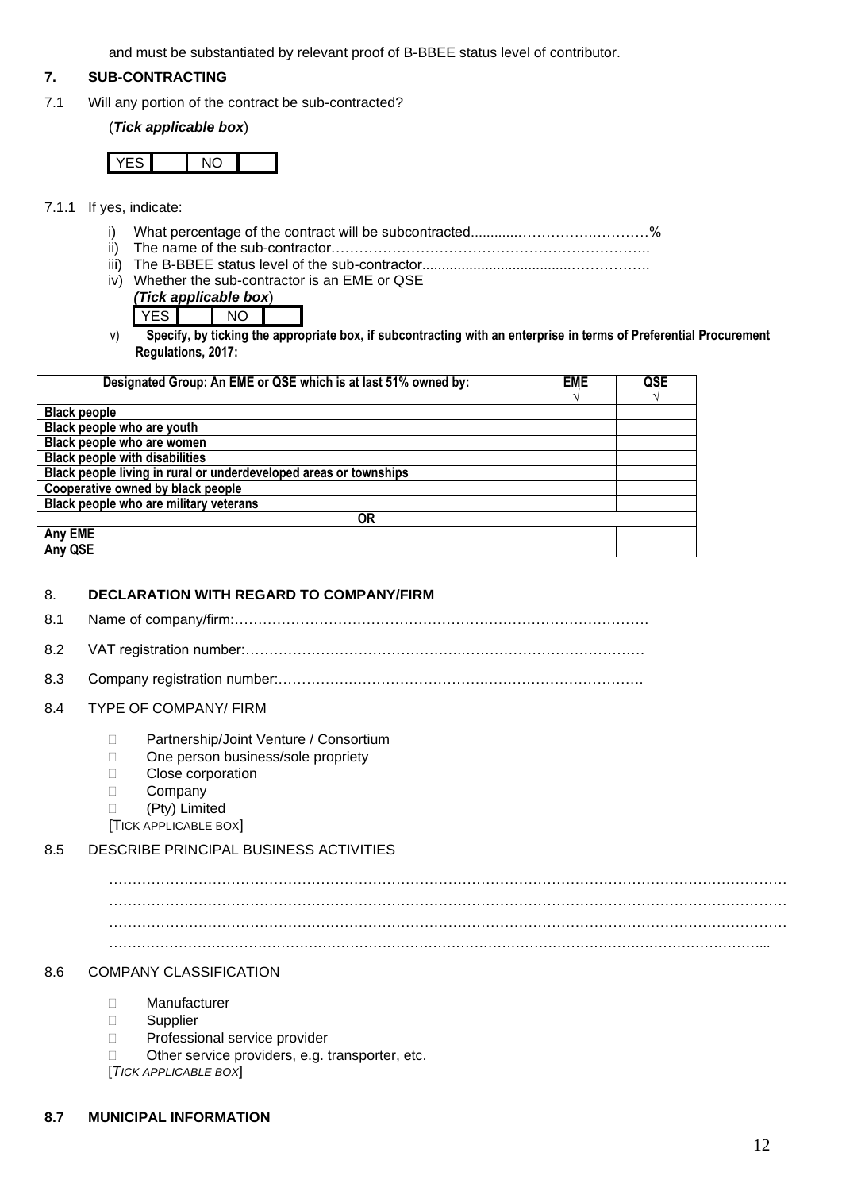and must be substantiated by relevant proof of B-BBEE status level of contributor.

## 7. SUB-CONTRACTING

7.1 Will any portion of the contract be sub-contracted?

(***Tick applicable box***)

| YES | | NO | |
|---|---|---|---|

7.1.1 If yes, indicate:

i) What percentage of the contract will be subcontracted............……………..…………%
ii) The name of the sub-contractor…………………………………………………………..
iii) The B-BBEE status level of the sub-contractor......................................……………..
iv) Whether the sub-contractor is an EME or QSE
(***Tick applicable box***)

| YES | | NO | |
|---|---|---|---|

v) **Specify, by ticking the appropriate box, if subcontracting with an enterprise in terms of Preferential Procurement Regulations, 2017:**

| Designated Group: An EME or QSE which is at last 51% owned by: | EME √ | QSE √ |
|---|---|---|
| **Black people** | | |
| **Black people who are youth** | | |
| **Black people who are women** | | |
| **Black people with disabilities** | | |
| **Black people living in rural or underdeveloped areas or townships** | | |
| **Cooperative owned by black people** | | |
| **Black people who are military veterans** | | |
| **OR** | | |
| **Any EME** | | |
| **Any QSE** | | |

## 8. DECLARATION WITH REGARD TO COMPANY/FIRM

8.1 Name of company/firm:…………………………………………………………………………….

8.2 VAT registration number:……………………………………….…………………………………

8.3 Company registration number:…………….……………………….…………………………….

8.4 TYPE OF COMPANY/ FIRM

- Partnership/Joint Venture / Consortium
- One person business/sole propriety
- Close corporation
- Company
- (Pty) Limited

[TICK APPLICABLE BOX]

8.5 DESCRIBE PRINCIPAL BUSINESS ACTIVITIES

………………………………………………………………………………………………………………………
………………………………………………………………………………………………………………………
………………………………………………………………………………………………………………………
……………………………………………………………………………………………………………………...

8.6 COMPANY CLASSIFICATION

- Manufacturer
- Supplier
- Professional service provider
- Other service providers, e.g. transporter, etc.

[*TICK APPLICABLE BOX*]

**8.7 MUNICIPAL INFORMATION**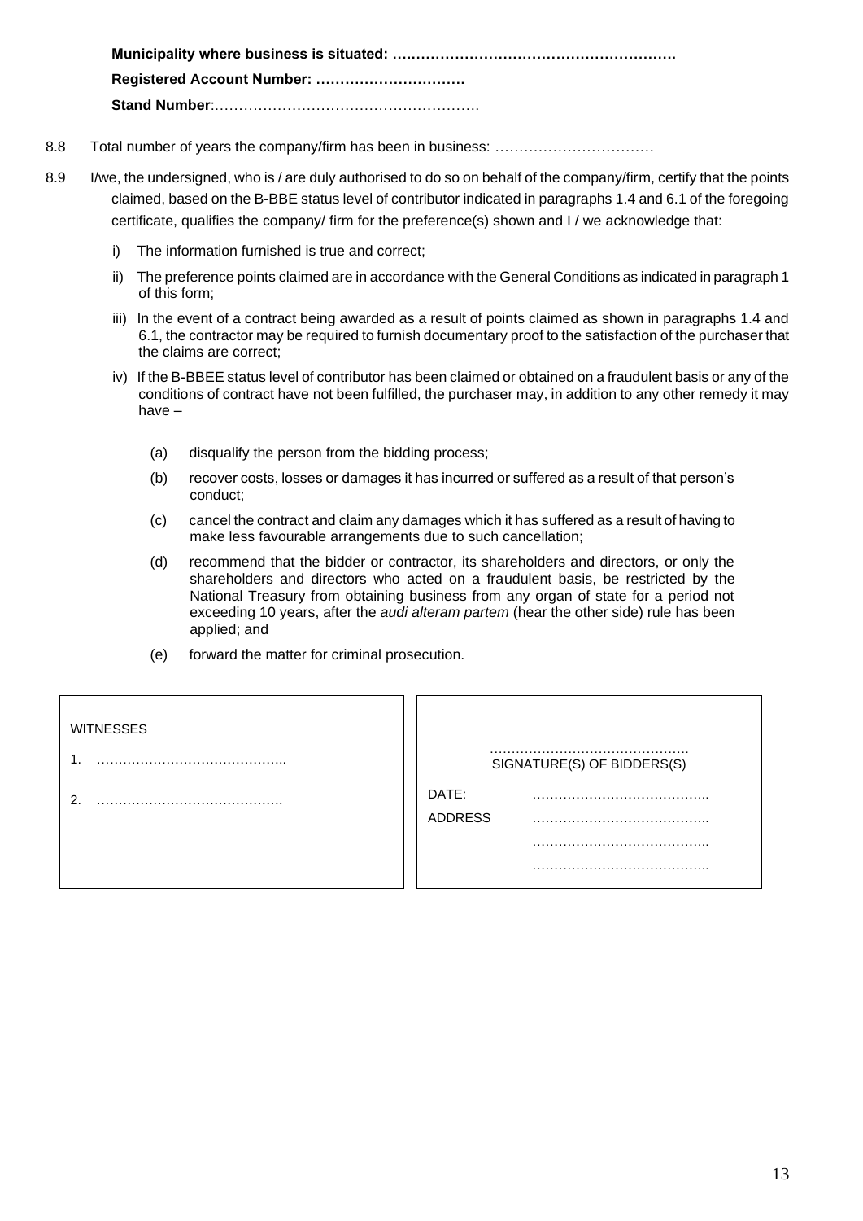**Municipality where business is situated: ………………………………………………….**

**Registered Account Number: …………………………**

**Stand Number**:……………………………………………….

8.8 Total number of years the company/firm has been in business: ……………………………

8.9 I/we, the undersigned, who is / are duly authorised to do so on behalf of the company/firm, certify that the points claimed, based on the B-BBE status level of contributor indicated in paragraphs 1.4 and 6.1 of the foregoing certificate, qualifies the company/ firm for the preference(s) shown and I / we acknowledge that:

i) The information furnished is true and correct;

ii) The preference points claimed are in accordance with the General Conditions as indicated in paragraph 1 of this form;

iii) In the event of a contract being awarded as a result of points claimed as shown in paragraphs 1.4 and 6.1, the contractor may be required to furnish documentary proof to the satisfaction of the purchaser that the claims are correct;

iv) If the B-BBEE status level of contributor has been claimed or obtained on a fraudulent basis or any of the conditions of contract have not been fulfilled, the purchaser may, in addition to any other remedy it may have –

(a) disqualify the person from the bidding process;

(b) recover costs, losses or damages it has incurred or suffered as a result of that person's conduct;

(c) cancel the contract and claim any damages which it has suffered as a result of having to make less favourable arrangements due to such cancellation;

(d) recommend that the bidder or contractor, its shareholders and directors, or only the shareholders and directors who acted on a fraudulent basis, be restricted by the National Treasury from obtaining business from any organ of state for a period not exceeding 10 years, after the *audi alteram partem* (hear the other side) rule has been applied; and

(e) forward the matter for criminal prosecution.

WITNESSES

1. ……………………………………..

2. …………………………………….

……………………………………….
SIGNATURE(S) OF BIDDERS(S)

DATE: …………………………………..

ADDRESS …………………………………..

…………………………………..

…………………………………..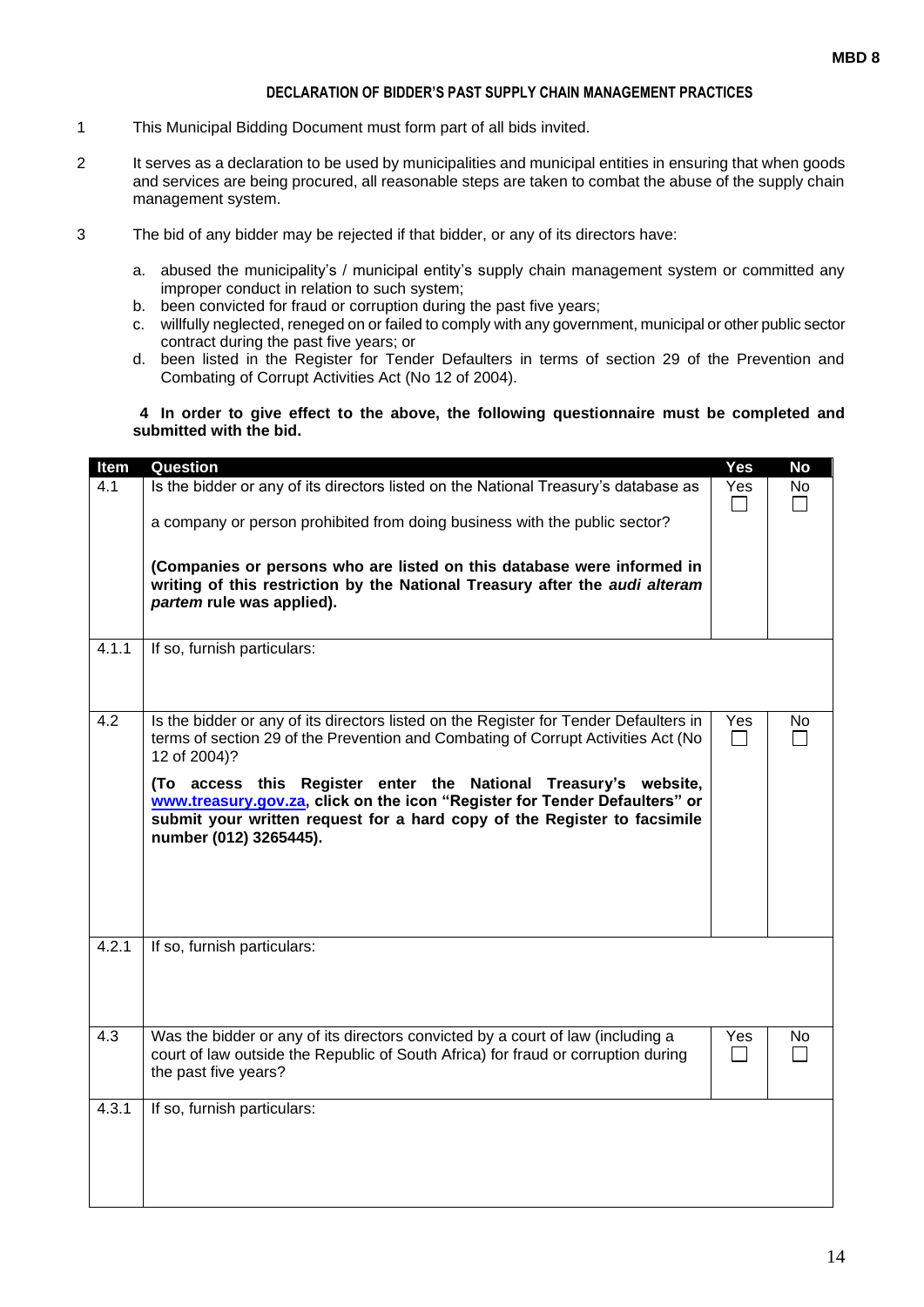MBD 8

## DECLARATION OF BIDDER'S PAST SUPPLY CHAIN MANAGEMENT PRACTICES

1. This Municipal Bidding Document must form part of all bids invited.

2. It serves as a declaration to be used by municipalities and municipal entities in ensuring that when goods and services are being procured, all reasonable steps are taken to combat the abuse of the supply chain management system.

3. The bid of any bidder may be rejected if that bidder, or any of its directors have:

   a. abused the municipality's / municipal entity's supply chain management system or committed any improper conduct in relation to such system;
   b. been convicted for fraud or corruption during the past five years;
   c. willfully neglected, reneged on or failed to comply with any government, municipal or other public sector contract during the past five years; or
   d. been listed in the Register for Tender Defaulters in terms of section 29 of the Prevention and Combating of Corrupt Activities Act (No 12 of 2004).

**4 In order to give effect to the above, the following questionnaire must be completed and submitted with the bid.**

| Item | Question | Yes | No |
|---|---|---|---|
| 4.1 | Is the bidder or any of its directors listed on the National Treasury's database as a company or person prohibited from doing business with the public sector?<br><br>**(Companies or persons who are listed on this database were informed in writing of this restriction by the National Treasury after the *audi alteram partem* rule was applied).** | Yes ☐ | No ☐ |
| 4.1.1 | If so, furnish particulars: | | |
| 4.2 | Is the bidder or any of its directors listed on the Register for Tender Defaulters in terms of section 29 of the Prevention and Combating of Corrupt Activities Act (No 12 of 2004)?<br><br>**(To access this Register enter the National Treasury's website, www.treasury.gov.za, click on the icon "Register for Tender Defaulters" or submit your written request for a hard copy of the Register to facsimile number (012) 3265445).** | Yes ☐ | No ☐ |
| 4.2.1 | If so, furnish particulars: | | |
| 4.3 | Was the bidder or any of its directors convicted by a court of law (including a court of law outside the Republic of South Africa) for fraud or corruption during the past five years? | Yes ☐ | No ☐ |
| 4.3.1 | If so, furnish particulars: | | |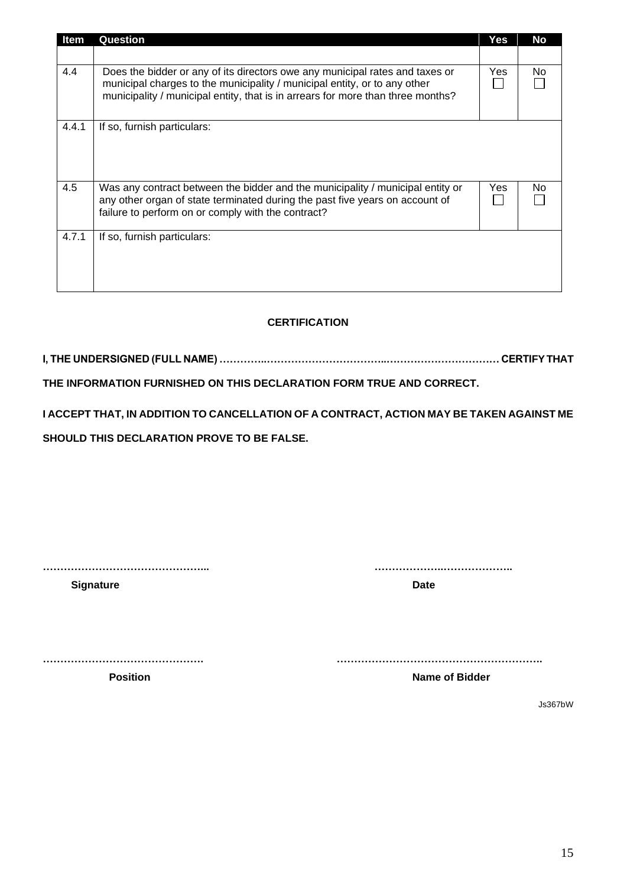| Item | Question | Yes | No |
|---|---|---|---|
| | | | |
| 4.4 | Does the bidder or any of its directors owe any municipal rates and taxes or municipal charges to the municipality / municipal entity, or to any other municipality / municipal entity, that is in arrears for more than three months? | Yes ☐ | No ☐ |
| 4.4.1 | If so, furnish particulars: | | |
| 4.5 | Was any contract between the bidder and the municipality / municipal entity or any other organ of state terminated during the past five years on account of failure to perform on or comply with the contract? | Yes ☐ | No ☐ |
| 4.7.1 | If so, furnish particulars: | | |

**CERTIFICATION**

**I, THE UNDERSIGNED (FULL NAME) …………..……………………………..…………………………… CERTIFY THAT THE INFORMATION FURNISHED ON THIS DECLARATION FORM TRUE AND CORRECT.**

**I ACCEPT THAT, IN ADDITION TO CANCELLATION OF A CONTRACT, ACTION MAY BE TAKEN AGAINST ME SHOULD THIS DECLARATION PROVE TO BE FALSE.**

………………………………………... ………………..………………..

**Signature** **Date**

………………………………………. …………………………………………………..

**Position** **Name of Bidder**

Js367bW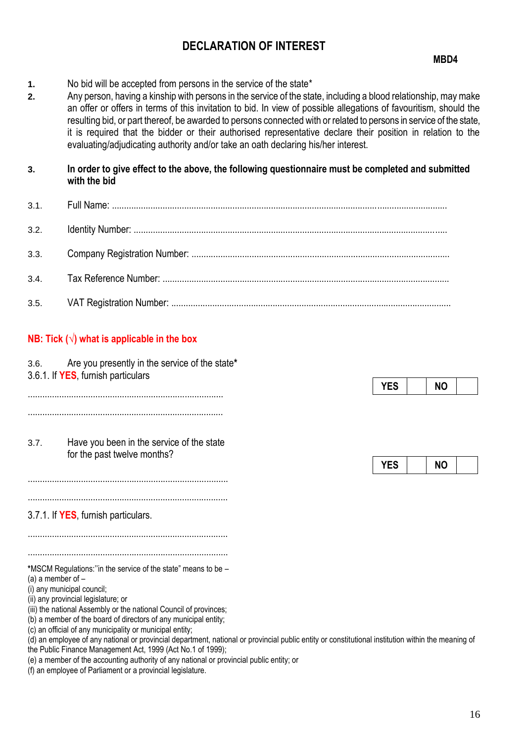# DECLARATION OF INTEREST

**MBD4**

1. No bid will be accepted from persons in the service of the state*
2. Any person, having a kinship with persons in the service of the state, including a blood relationship, may make an offer or offers in terms of this invitation to bid. In view of possible allegations of favouritism, should the resulting bid, or part thereof, be awarded to persons connected with or related to persons in service of the state, it is required that the bidder or their authorised representative declare their position in relation to the evaluating/adjudicating authority and/or take an oath declaring his/her interest.

3. **In order to give effect to the above, the following questionnaire must be completed and submitted with the bid**

3.1. Full Name: ..............................................................................................................................................

3.2. Identity Number: ......................................................................................................................................

3.3. Company Registration Number: ................................................................................................................

3.4. Tax Reference Number: .............................................................................................................................

3.5. VAT Registration Number: .........................................................................................................................

**NB: Tick (√) what is applicable in the box**

3.6. Are you presently in the service of the state*

| YES | | NO | |
|---|---|---|---|

3.6.1. If **YES**, furnish particulars

................................................................................

................................................................................

3.7. Have you been in the service of the state for the past twelve months?

| YES | | NO | |
|---|---|---|---|

................................................................................

................................................................................

3.7.1. If **YES**, furnish particulars.

................................................................................

................................................................................

*MSCM Regulations:"in the service of the state" means to be –
(a) a member of –
(i) any municipal council;
(ii) any provincial legislature; or
(iii) the national Assembly or the national Council of provinces;
(b) a member of the board of directors of any municipal entity;
(c) an official of any municipality or municipal entity;
(d) an employee of any national or provincial department, national or provincial public entity or constitutional institution within the meaning of the Public Finance Management Act, 1999 (Act No.1 of 1999);
(e) a member of the accounting authority of any national or provincial public entity; or
(f) an employee of Parliament or a provincial legislature.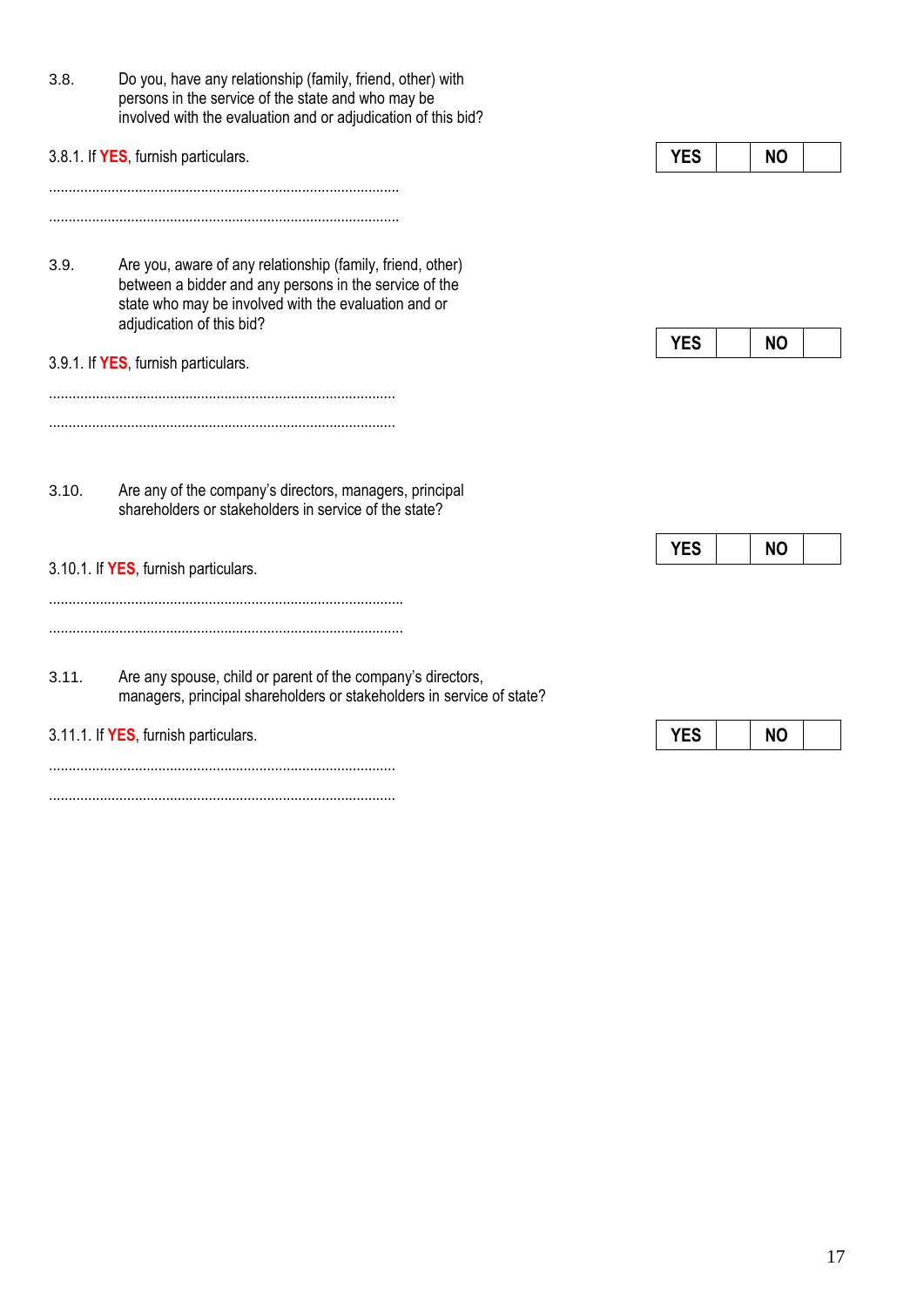3.8. Do you, have any relationship (family, friend, other) with persons in the service of the state and who may be involved with the evaluation and or adjudication of this bid?

3.8.1. If **YES**, furnish particulars.

| YES | | NO | |
|---|---|---|---|

…………………………………………………………………………………

…………………………………………………………………………………

3.9. Are you, aware of any relationship (family, friend, other) between a bidder and any persons in the service of the state who may be involved with the evaluation and or adjudication of this bid?

| YES | | NO | |
|---|---|---|---|

3.9.1. If **YES**, furnish particulars.

…………………………………………………………………………………

…………………………………………………………………………………

3.10. Are any of the company's directors, managers, principal shareholders or stakeholders in service of the state?

| YES | | NO | |
|---|---|---|---|

3.10.1. If **YES**, furnish particulars.

…………………………………………………………………………………

…………………………………………………………………………………

3.11. Are any spouse, child or parent of the company's directors, managers, principal shareholders or stakeholders in service of state?

3.11.1. If **YES**, furnish particulars.

| YES | | NO | |
|---|---|---|---|

…………………………………………………………………………………

…………………………………………………………………………………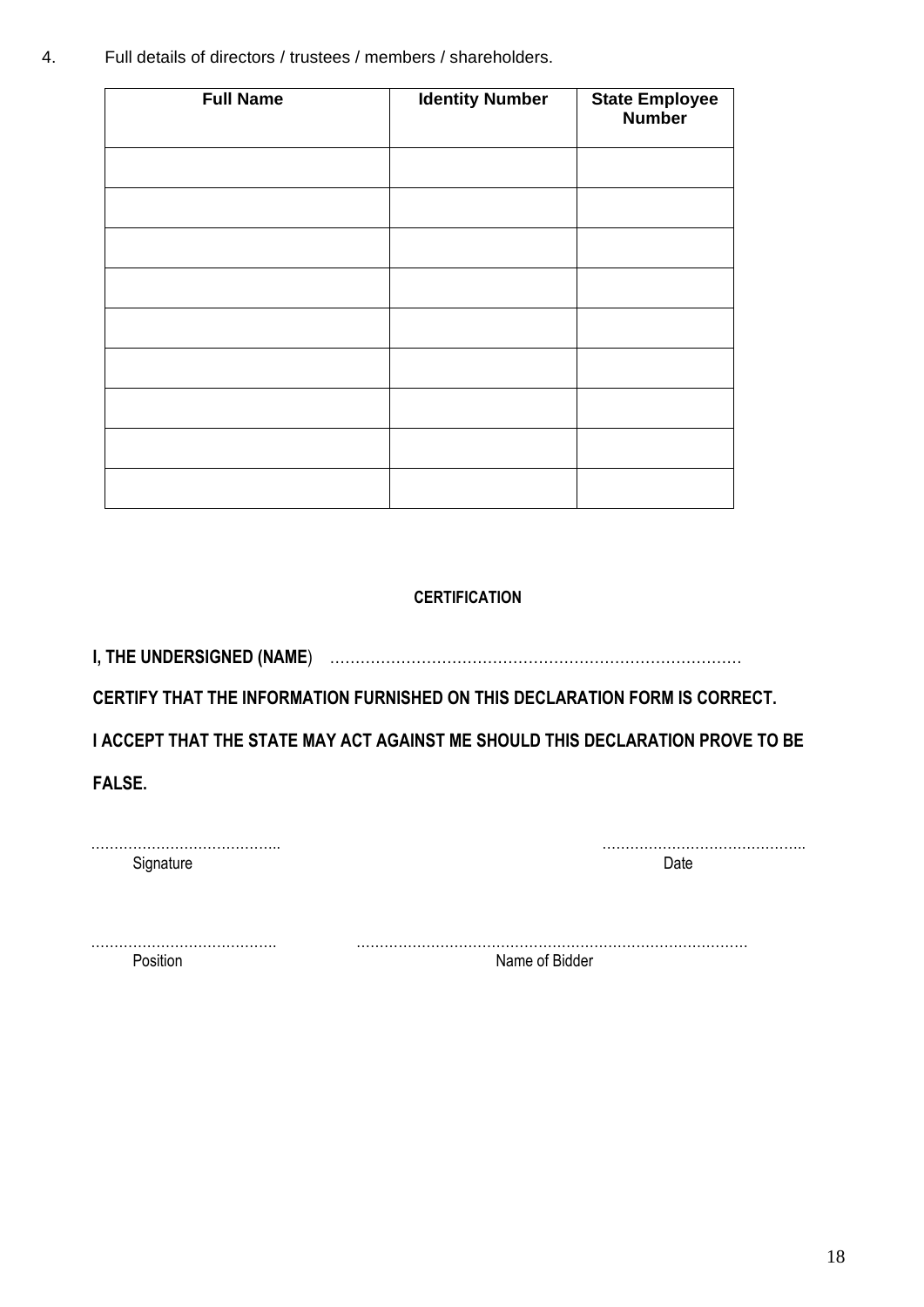4. Full details of directors / trustees / members / shareholders.

| Full Name | Identity Number | State Employee Number |
|---|---|---|
| | | |
| | | |
| | | |
| | | |
| | | |
| | | |
| | | |
| | | |
| | | |

**CERTIFICATION**

**I, THE UNDERSIGNED (NAME**) ………………………………………………………………………

**CERTIFY THAT THE INFORMATION FURNISHED ON THIS DECLARATION FORM IS CORRECT.**

**I ACCEPT THAT THE STATE MAY ACT AGAINST ME SHOULD THIS DECLARATION PROVE TO BE FALSE.**

……………………………….. ……………………………………..
Signature Date

………………………………. ……………………………………………………………………
Position Name of Bidder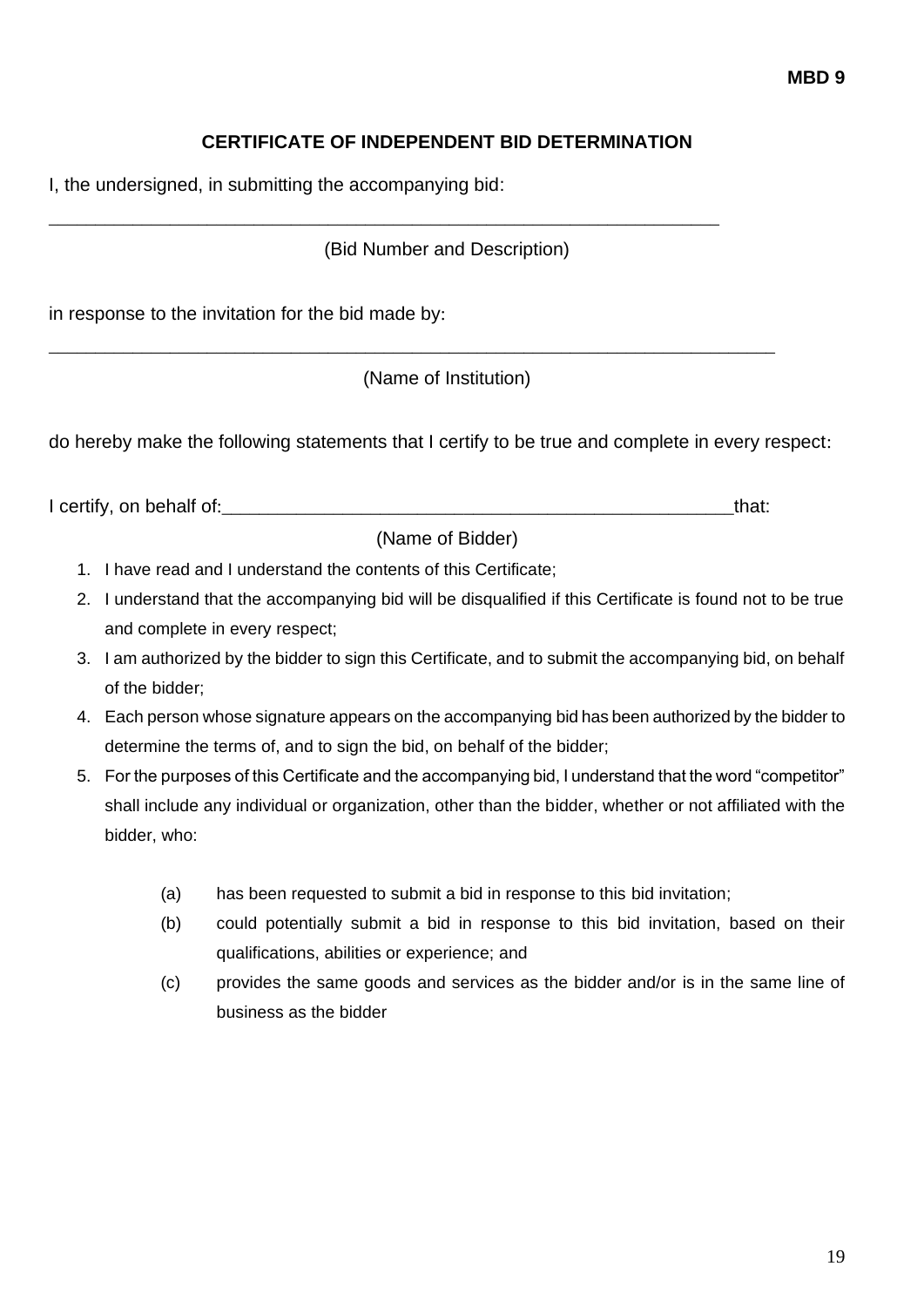**MBD 9**

## CERTIFICATE OF INDEPENDENT BID DETERMINATION

I, the undersigned, in submitting the accompanying bid:

\_\_\_\_\_\_\_\_\_\_\_\_\_\_\_\_\_\_\_\_\_\_\_\_\_\_\_\_\_\_\_\_\_\_\_\_\_\_\_\_\_\_\_\_\_\_\_\_\_\_\_\_\_\_\_\_\_\_\_\_\_\_\_\_\_\_\_\_

(Bid Number and Description)

in response to the invitation for the bid made by:

\_\_\_\_\_\_\_\_\_\_\_\_\_\_\_\_\_\_\_\_\_\_\_\_\_\_\_\_\_\_\_\_\_\_\_\_\_\_\_\_\_\_\_\_\_\_\_\_\_\_\_\_\_\_\_\_\_\_\_\_\_\_\_\_\_\_\_\_\_\_\_\_

(Name of Institution)

do hereby make the following statements that I certify to be true and complete in every respect:

I certify, on behalf of:\_\_\_\_\_\_\_\_\_\_\_\_\_\_\_\_\_\_\_\_\_\_\_\_\_\_\_\_\_\_\_\_\_\_\_\_\_\_\_\_\_\_\_\_\_\_\_\_\_\_\_that:

(Name of Bidder)

1. I have read and I understand the contents of this Certificate;
2. I understand that the accompanying bid will be disqualified if this Certificate is found not to be true and complete in every respect;
3. I am authorized by the bidder to sign this Certificate, and to submit the accompanying bid, on behalf of the bidder;
4. Each person whose signature appears on the accompanying bid has been authorized by the bidder to determine the terms of, and to sign the bid, on behalf of the bidder;
5. For the purposes of this Certificate and the accompanying bid, I understand that the word "competitor" shall include any individual or organization, other than the bidder, whether or not affiliated with the bidder, who:

   (a) has been requested to submit a bid in response to this bid invitation;

   (b) could potentially submit a bid in response to this bid invitation, based on their qualifications, abilities or experience; and

   (c) provides the same goods and services as the bidder and/or is in the same line of business as the bidder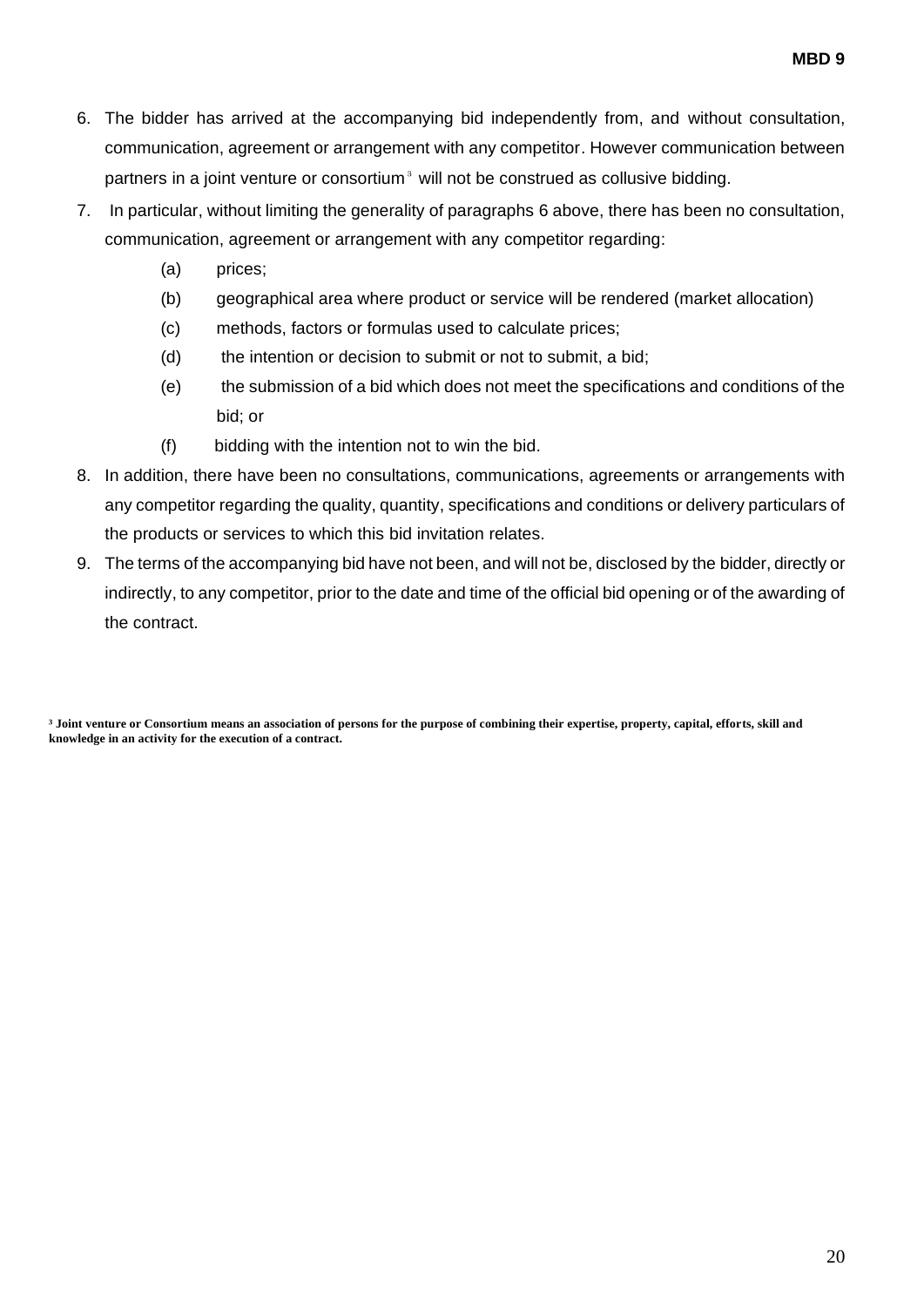6. The bidder has arrived at the accompanying bid independently from, and without consultation, communication, agreement or arrangement with any competitor. However communication between partners in a joint venture or consortium[3] will not be construed as collusive bidding.

7. In particular, without limiting the generality of paragraphs 6 above, there has been no consultation, communication, agreement or arrangement with any competitor regarding:

   (a) prices;

   (b) geographical area where product or service will be rendered (market allocation)

   (c) methods, factors or formulas used to calculate prices;

   (d) the intention or decision to submit or not to submit, a bid;

   (e) the submission of a bid which does not meet the specifications and conditions of the bid; or

   (f) bidding with the intention not to win the bid.

8. In addition, there have been no consultations, communications, agreements or arrangements with any competitor regarding the quality, quantity, specifications and conditions or delivery particulars of the products or services to which this bid invitation relates.

9. The terms of the accompanying bid have not been, and will not be, disclosed by the bidder, directly or indirectly, to any competitor, prior to the date and time of the official bid opening or of the awarding of the contract.

**[3] Joint venture or Consortium means an association of persons for the purpose of combining their expertise, property, capital, efforts, skill and knowledge in an activity for the execution of a contract.**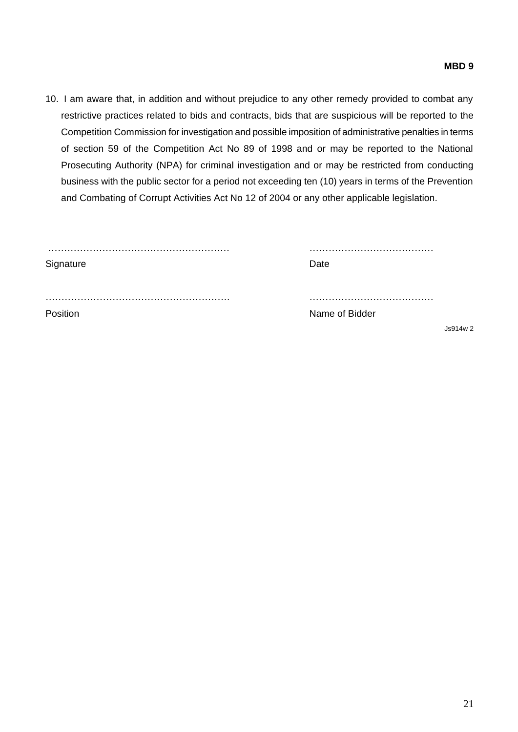10. I am aware that, in addition and without prejudice to any other remedy provided to combat any restrictive practices related to bids and contracts, bids that are suspicious will be reported to the Competition Commission for investigation and possible imposition of administrative penalties in terms of section 59 of the Competition Act No 89 of 1998 and or may be reported to the National Prosecuting Authority (NPA) for criminal investigation and or may be restricted from conducting business with the public sector for a period not exceeding ten (10) years in terms of the Prevention and Combating of Corrupt Activities Act No 12 of 2004 or any other applicable legislation.

| | |
|---|---|
| ………………………………………………… | ………………………………… |
| Signature | Date |
| ………………………………………………… | ………………………………… |
| Position | Name of Bidder |

Js914w 2